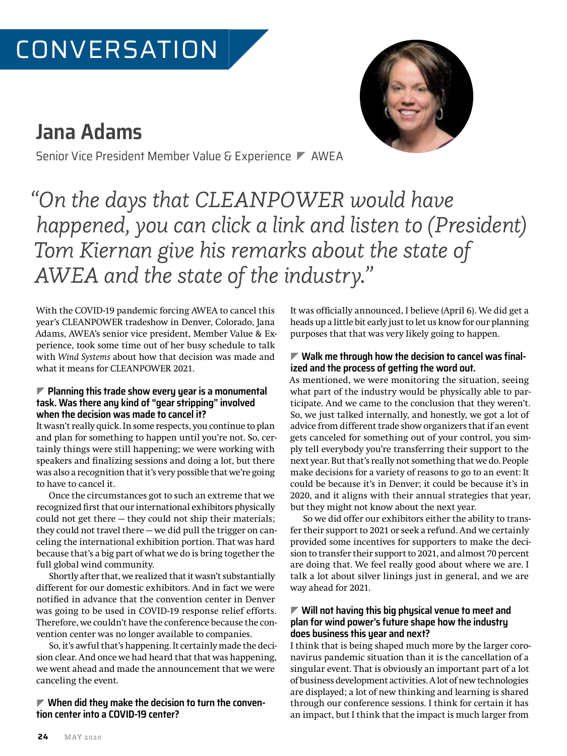# CONVERSATION

## Jana Adams

Senior Vice President Member Value & Experience ◤ AWEA

*"On the days that CLEANPOWER would have happened, you can click a link and listen to (President) Tom Kiernan give his remarks about the state of AWEA and the state of the industry."*

With the COVID-19 pandemic forcing AWEA to cancel this year's CLEANPOWER tradeshow in Denver, Colorado, Jana Adams, AWEA's senior vice president, Member Value & Experience, took some time out of her busy schedule to talk with *Wind Systems* about how that decision was made and what it means for CLEANPOWER 2021.

**◤ Planning this trade show every year is a monumental task. Was there any kind of "gear stripping" involved when the decision was made to cancel it?**

It wasn't really quick. In some respects, you continue to plan and plan for something to happen until you're not. So, certainly things were still happening; we were working with speakers and finalizing sessions and doing a lot, but there was also a recognition that it's very possible that we're going to have to cancel it.

Once the circumstances got to such an extreme that we recognized first that our international exhibitors physically could not get there — they could not ship their materials; they could not travel there — we did pull the trigger on canceling the international exhibition portion. That was hard because that's a big part of what we do is bring together the full global wind community.

Shortly after that, we realized that it wasn't substantially different for our domestic exhibitors. And in fact we were notified in advance that the convention center in Denver was going to be used in COVID-19 response relief efforts. Therefore, we couldn't have the conference because the convention center was no longer available to companies.

So, it's awful that's happening. It certainly made the decision clear. And once we had heard that that was happening, we went ahead and made the announcement that we were canceling the event.

**◤ When did they make the decision to turn the convention center into a COVID-19 center?**

It was officially announced, I believe (April 6). We did get a heads up a little bit early just to let us know for our planning purposes that that was very likely going to happen.

**◤ Walk me through how the decision to cancel was finalized and the process of getting the word out.**

As mentioned, we were monitoring the situation, seeing what part of the industry would be physically able to participate. And we came to the conclusion that they weren't. So, we just talked internally, and honestly, we got a lot of advice from different trade show organizers that if an event gets canceled for something out of your control, you simply tell everybody you're transferring their support to the next year. But that's really not something that we do. People make decisions for a variety of reasons to go to an event: It could be because it's in Denver; it could be because it's in 2020, and it aligns with their annual strategies that year, but they might not know about the next year.

So we did offer our exhibitors either the ability to transfer their support to 2021 or seek a refund. And we certainly provided some incentives for supporters to make the decision to transfer their support to 2021, and almost 70 percent are doing that. We feel really good about where we are. I talk a lot about silver linings just in general, and we are way ahead for 2021.

**◤ Will not having this big physical venue to meet and plan for wind power's future shape how the industry does business this year and next?**

I think that is being shaped much more by the larger coronavirus pandemic situation than it is the cancellation of a singular event. That is obviously an important part of a lot of business development activities. A lot of new technologies are displayed; a lot of new thinking and learning is shared through our conference sessions. I think for certain it has an impact, but I think that the impact is much larger from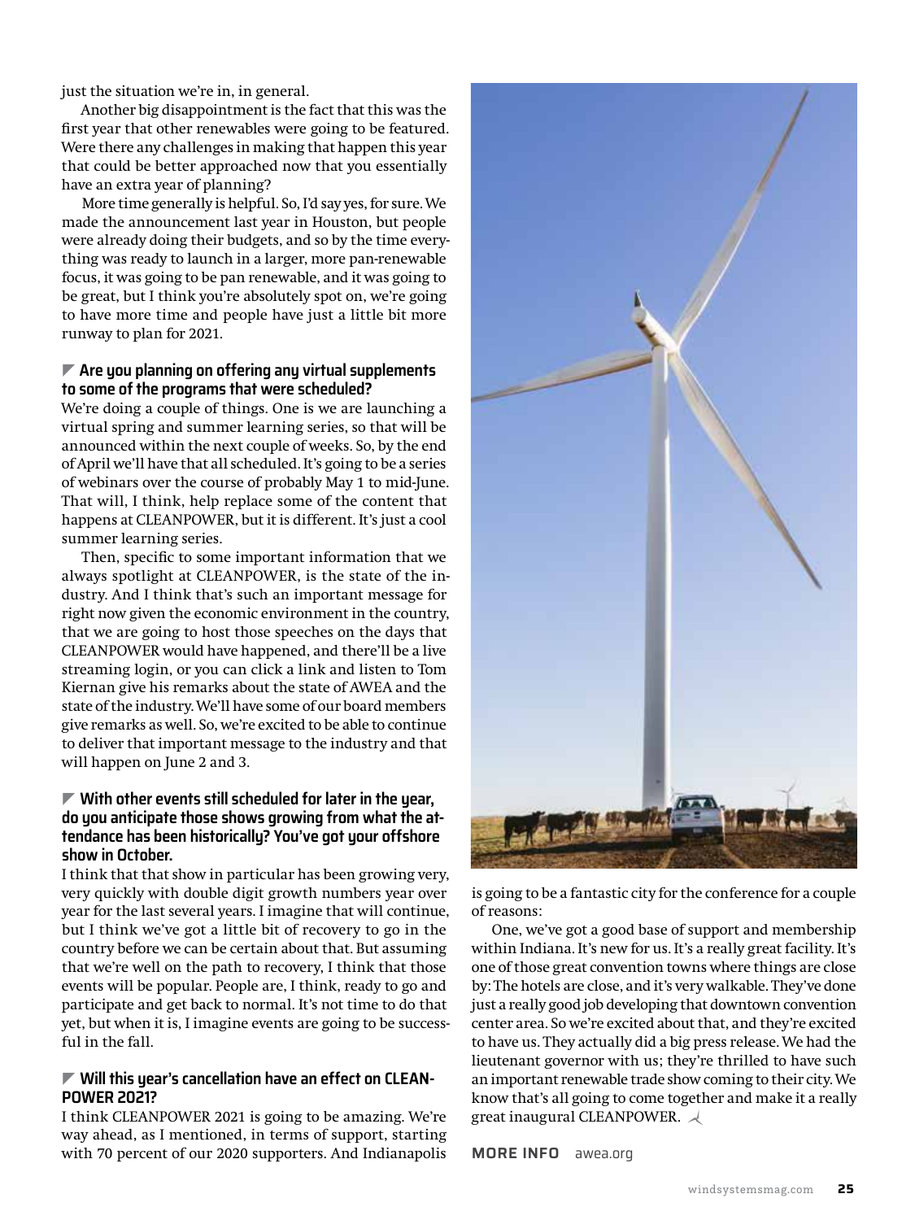just the situation we're in, in general.

Another big disappointment is the fact that this was the first year that other renewables were going to be featured. Were there any challenges in making that happen this year that could be better approached now that you essentially have an extra year of planning?

More time generally is helpful. So, I'd say yes, for sure. We made the announcement last year in Houston, but people were already doing their budgets, and so by the time everything was ready to launch in a larger, more pan-renewable focus, it was going to be pan renewable, and it was going to be great, but I think you're absolutely spot on, we're going to have more time and people have just a little bit more runway to plan for 2021.

**Are you planning on offering any virtual supplements to some of the programs that were scheduled?**

We're doing a couple of things. One is we are launching a virtual spring and summer learning series, so that will be announced within the next couple of weeks. So, by the end of April we'll have that all scheduled. It's going to be a series of webinars over the course of probably May 1 to mid-June. That will, I think, help replace some of the content that happens at CLEANPOWER, but it is different. It's just a cool summer learning series.

Then, specific to some important information that we always spotlight at CLEANPOWER, is the state of the industry. And I think that's such an important message for right now given the economic environment in the country, that we are going to host those speeches on the days that CLEANPOWER would have happened, and there'll be a live streaming login, or you can click a link and listen to Tom Kiernan give his remarks about the state of AWEA and the state of the industry. We'll have some of our board members give remarks as well. So, we're excited to be able to continue to deliver that important message to the industry and that will happen on June 2 and 3.

**With other events still scheduled for later in the year, do you anticipate those shows growing from what the attendance has been historically? You've got your offshore show in October.**

I think that that show in particular has been growing very, very quickly with double digit growth numbers year over year for the last several years. I imagine that will continue, but I think we've got a little bit of recovery to go in the country before we can be certain about that. But assuming that we're well on the path to recovery, I think that those events will be popular. People are, I think, ready to go and participate and get back to normal. It's not time to do that yet, but when it is, I imagine events are going to be successful in the fall.

**Will this year's cancellation have an effect on CLEANPOWER 2021?**

I think CLEANPOWER 2021 is going to be amazing. We're way ahead, as I mentioned, in terms of support, starting with 70 percent of our 2020 supporters. And Indianapolis is going to be a fantastic city for the conference for a couple of reasons:

One, we've got a good base of support and membership within Indiana. It's new for us. It's a really great facility. It's one of those great convention towns where things are close by: The hotels are close, and it's very walkable. They've done just a really good job developing that downtown convention center area. So we're excited about that, and they're excited to have us. They actually did a big press release. We had the lieutenant governor with us; they're thrilled to have such an important renewable trade show coming to their city. We know that's all going to come together and make it a really great inaugural CLEANPOWER.

**MORE INFO** awea.org